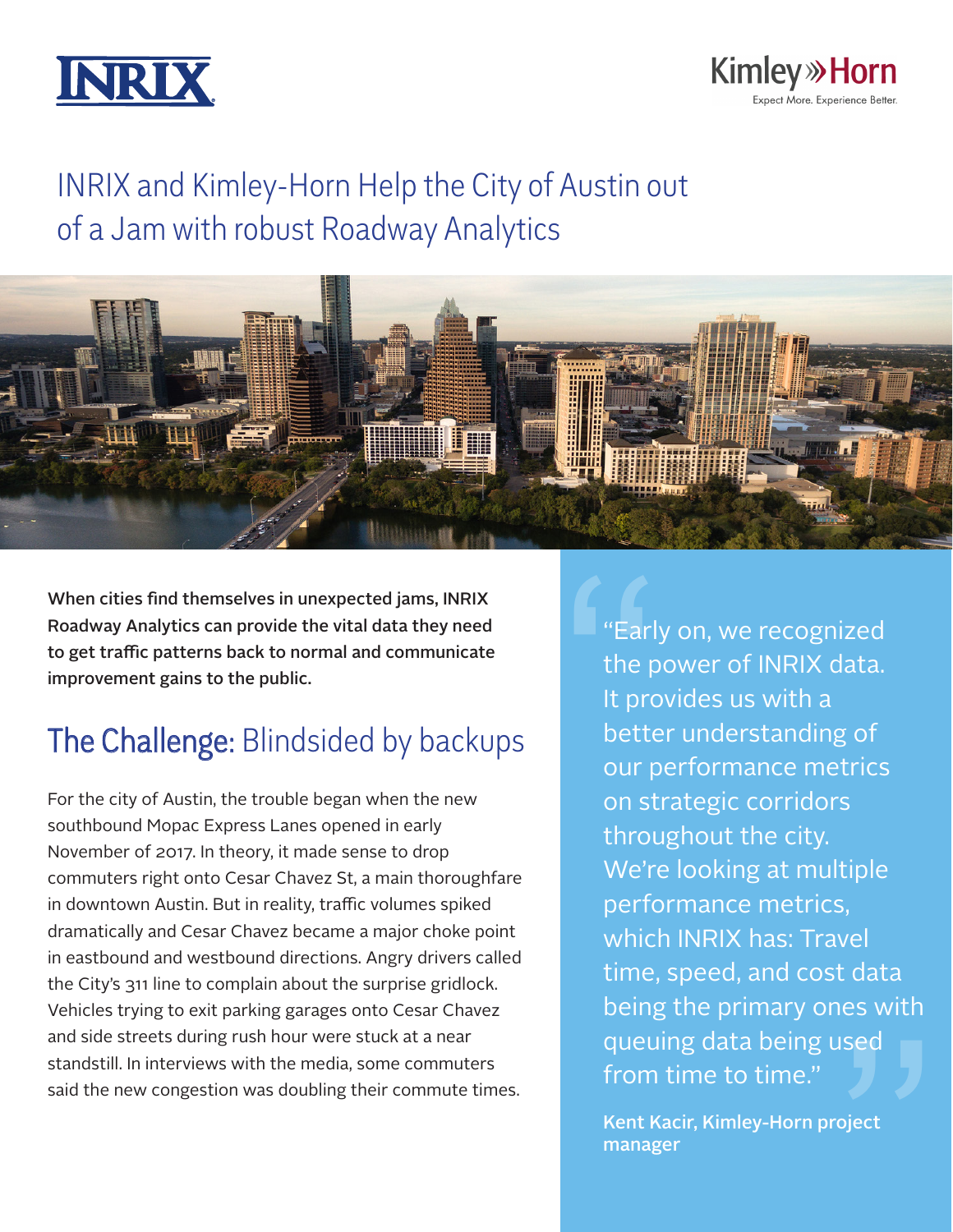INRIX

Kimley»Horn
Expect More. Experience Better.

# INRIX and Kimley-Horn Help the City of Austin out of a Jam with robust Roadway Analytics

**When cities find themselves in unexpected jams, INRIX Roadway Analytics can provide the vital data they need to get traffic patterns back to normal and communicate improvement gains to the public.**

## The Challenge: Blindsided by backups

For the city of Austin, the trouble began when the new southbound Mopac Express Lanes opened in early November of 2017. In theory, it made sense to drop commuters right onto Cesar Chavez St, a main thoroughfare in downtown Austin. But in reality, traffic volumes spiked dramatically and Cesar Chavez became a major choke point in eastbound and westbound directions. Angry drivers called the City's 311 line to complain about the surprise gridlock. Vehicles trying to exit parking garages onto Cesar Chavez and side streets during rush hour were stuck at a near standstill. In interviews with the media, some commuters said the new congestion was doubling their commute times.

> "Early on, we recognized the power of INRIX data. It provides us with a better understanding of our performance metrics on strategic corridors throughout the city. We're looking at multiple performance metrics, which INRIX has: Travel time, speed, and cost data being the primary ones with queuing data being used from time to time."
>
> **Kent Kacir, Kimley-Horn project manager**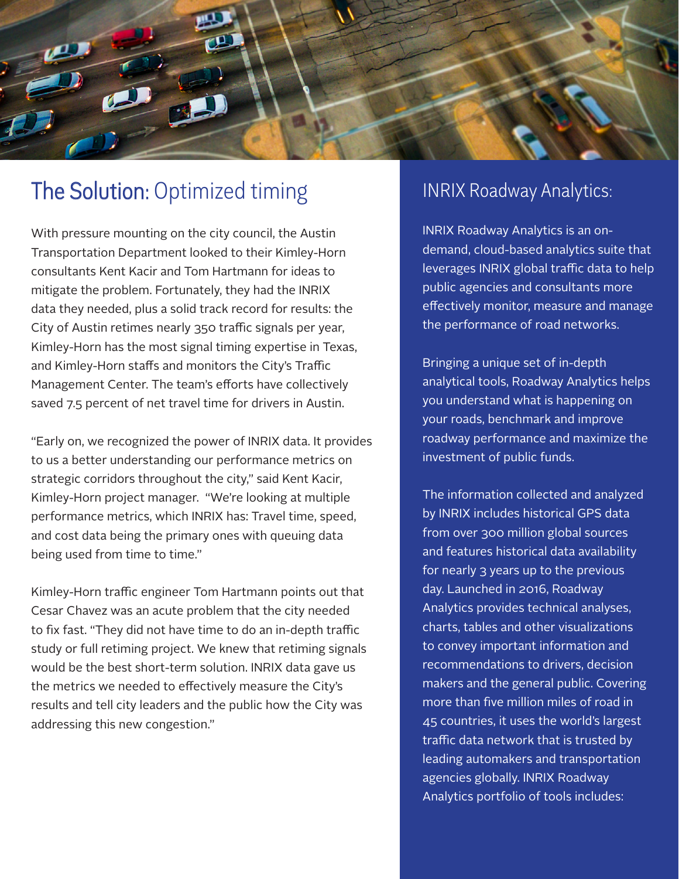## The Solution: Optimized timing

With pressure mounting on the city council, the Austin Transportation Department looked to their Kimley-Horn consultants Kent Kacir and Tom Hartmann for ideas to mitigate the problem. Fortunately, they had the INRIX data they needed, plus a solid track record for results: the City of Austin retimes nearly 350 traffic signals per year, Kimley-Horn has the most signal timing expertise in Texas, and Kimley-Horn staffs and monitors the City's Traffic Management Center. The team's efforts have collectively saved 7.5 percent of net travel time for drivers in Austin.

"Early on, we recognized the power of INRIX data. It provides to us a better understanding our performance metrics on strategic corridors throughout the city," said Kent Kacir, Kimley-Horn project manager. "We're looking at multiple performance metrics, which INRIX has: Travel time, speed, and cost data being the primary ones with queuing data being used from time to time."

Kimley-Horn traffic engineer Tom Hartmann points out that Cesar Chavez was an acute problem that the city needed to fix fast. "They did not have time to do an in-depth traffic study or full retiming project. We knew that retiming signals would be the best short-term solution. INRIX data gave us the metrics we needed to effectively measure the City's results and tell city leaders and the public how the City was addressing this new congestion."

## INRIX Roadway Analytics:

INRIX Roadway Analytics is an on-demand, cloud-based analytics suite that leverages INRIX global traffic data to help public agencies and consultants more effectively monitor, measure and manage the performance of road networks.

Bringing a unique set of in-depth analytical tools, Roadway Analytics helps you understand what is happening on your roads, benchmark and improve roadway performance and maximize the investment of public funds.

The information collected and analyzed by INRIX includes historical GPS data from over 300 million global sources and features historical data availability for nearly 3 years up to the previous day. Launched in 2016, Roadway Analytics provides technical analyses, charts, tables and other visualizations to convey important information and recommendations to drivers, decision makers and the general public. Covering more than five million miles of road in 45 countries, it uses the world's largest traffic data network that is trusted by leading automakers and transportation agencies globally. INRIX Roadway Analytics portfolio of tools includes: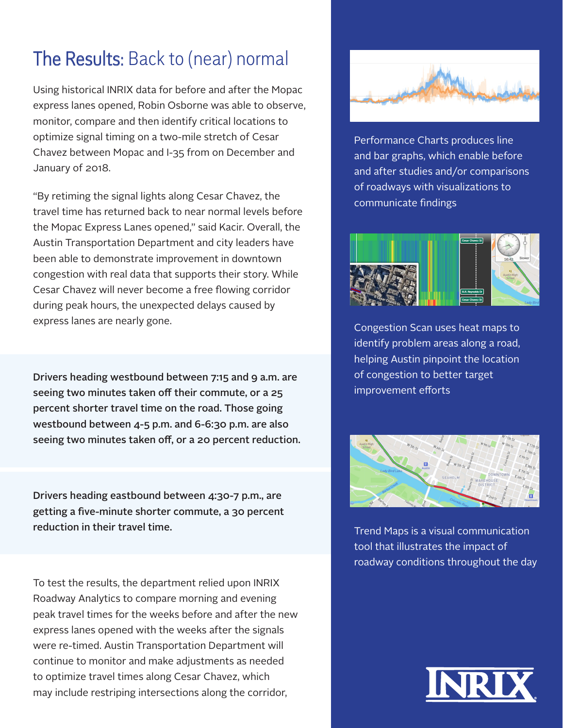# The Results: Back to (near) normal

Using historical INRIX data for before and after the Mopac express lanes opened, Robin Osborne was able to observe, monitor, compare and then identify critical locations to optimize signal timing on a two-mile stretch of Cesar Chavez between Mopac and I-35 from on December and January of 2018.

"By retiming the signal lights along Cesar Chavez, the travel time has returned back to near normal levels before the Mopac Express Lanes opened," said Kacir. Overall, the Austin Transportation Department and city leaders have been able to demonstrate improvement in downtown congestion with real data that supports their story. While Cesar Chavez will never become a free flowing corridor during peak hours, the unexpected delays caused by express lanes are nearly gone.

**Drivers heading westbound between 7:15 and 9 a.m. are seeing two minutes taken off their commute, or a 25 percent shorter travel time on the road. Those going westbound between 4-5 p.m. and 6-6:30 p.m. are also seeing two minutes taken off, or a 20 percent reduction.**

**Drivers heading eastbound between 4:30-7 p.m., are getting a five-minute shorter commute, a 30 percent reduction in their travel time.**

To test the results, the department relied upon INRIX Roadway Analytics to compare morning and evening peak travel times for the weeks before and after the new express lanes opened with the weeks after the signals were re-timed. Austin Transportation Department will continue to monitor and make adjustments as needed to optimize travel times along Cesar Chavez, which may include restriping intersections along the corridor,

Performance Charts produces line and bar graphs, which enable before and after studies and/or comparisons of roadways with visualizations to communicate findings

Congestion Scan uses heat maps to identify problem areas along a road, helping Austin pinpoint the location of congestion to better target improvement efforts

Trend Maps is a visual communication tool that illustrates the impact of roadway conditions throughout the day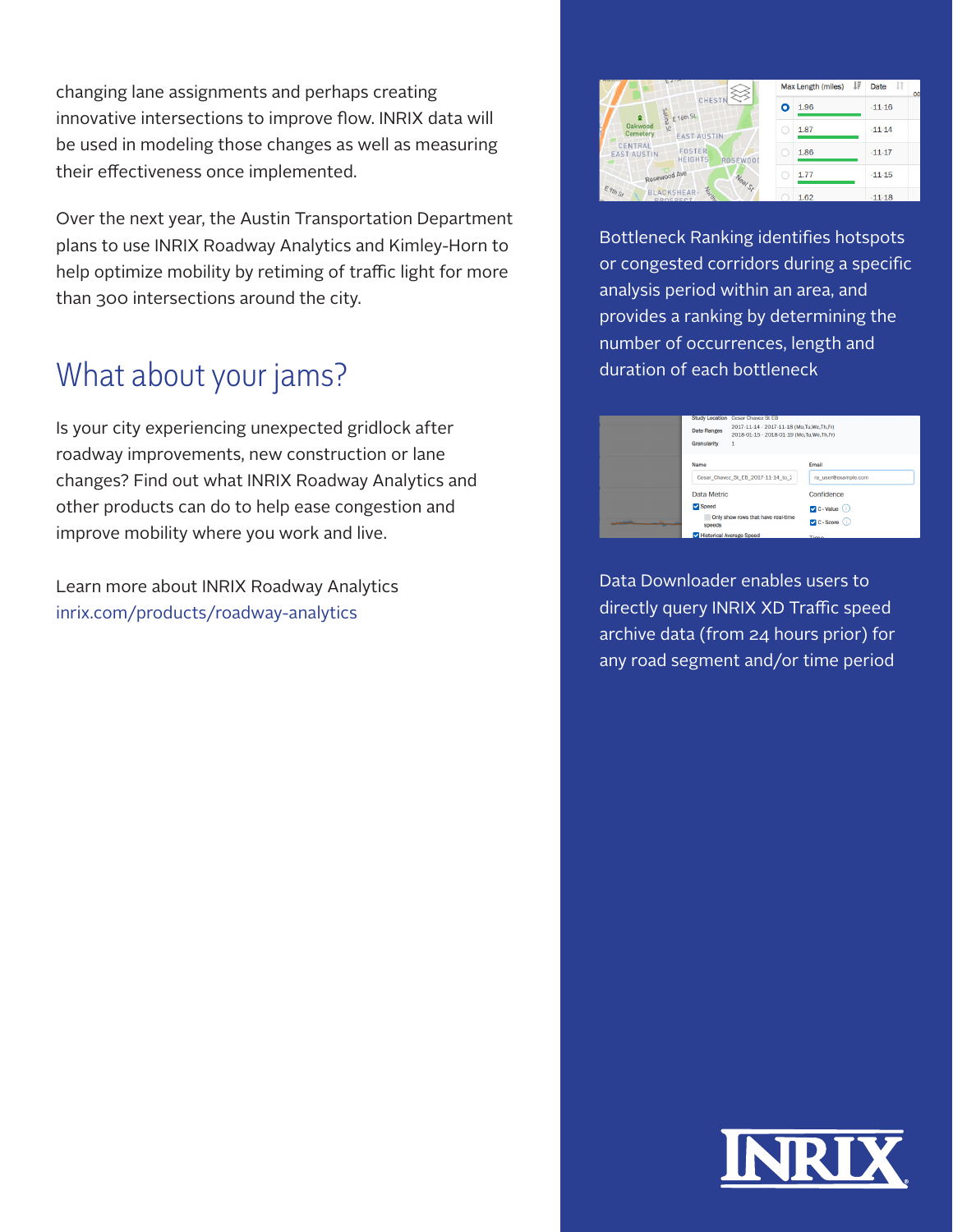changing lane assignments and perhaps creating innovative intersections to improve flow. INRIX data will be used in modeling those changes as well as measuring their effectiveness once implemented.

Over the next year, the Austin Transportation Department plans to use INRIX Roadway Analytics and Kimley-Horn to help optimize mobility by retiming of traffic light for more than 300 intersections around the city.

## What about your jams?

Is your city experiencing unexpected gridlock after roadway improvements, new construction or lane changes? Find out what INRIX Roadway Analytics and other products can do to help ease congestion and improve mobility where you work and live.

Learn more about INRIX Roadway Analytics
inrix.com/products/roadway-analytics

Bottleneck Ranking identifies hotspots or congested corridors during a specific analysis period within an area, and provides a ranking by determining the number of occurrences, length and duration of each bottleneck

Data Downloader enables users to directly query INRIX XD Traffic speed archive data (from 24 hours prior) for any road segment and/or time period